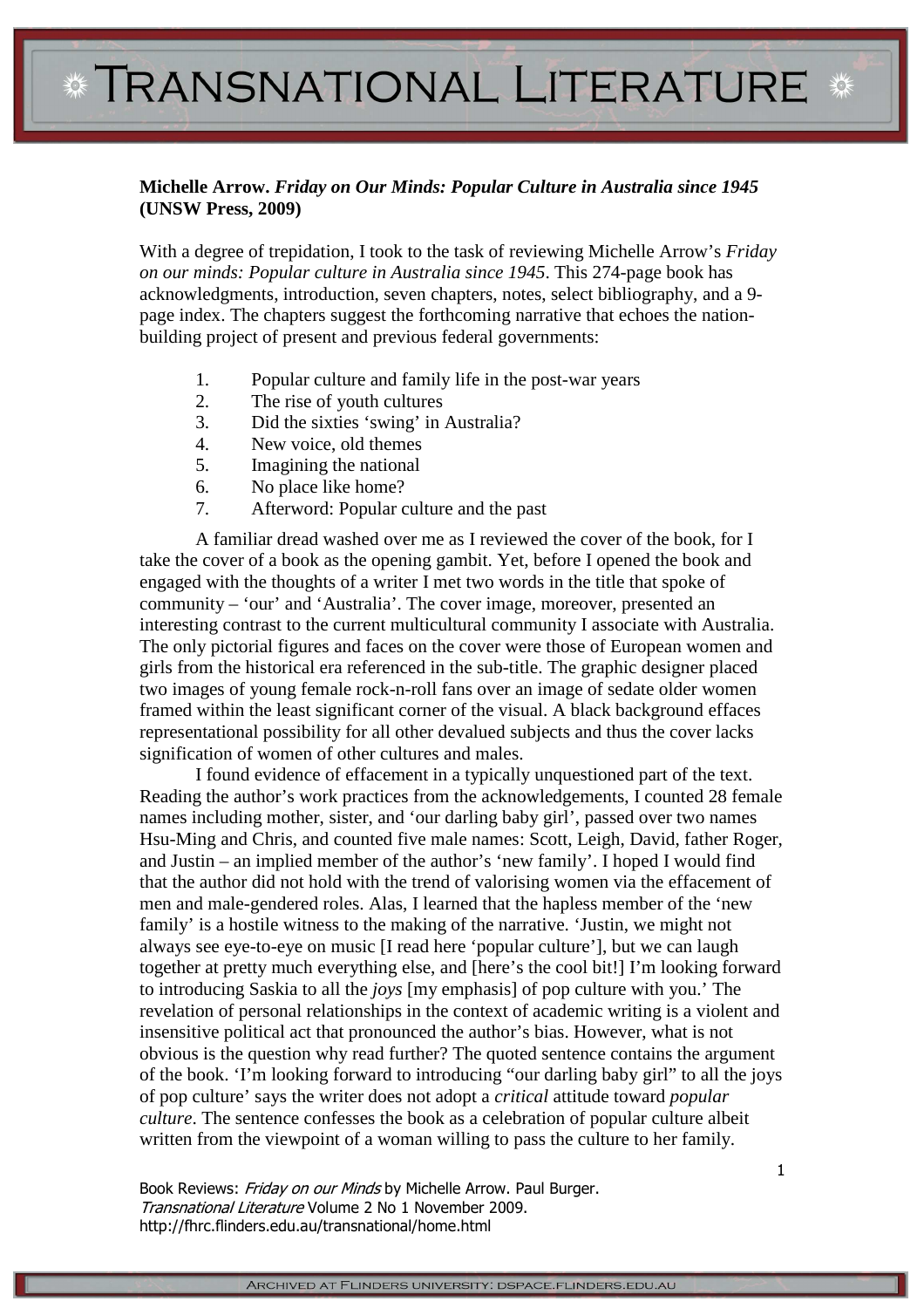**Michelle Arrow. *Friday on Our Minds: Popular Culture in Australia since 1945* (UNSW Press, 2009)**

With a degree of trepidation, I took to the task of reviewing Michelle Arrow's *Friday on our minds: Popular culture in Australia since 1945*. This 274-page book has acknowledgments, introduction, seven chapters, notes, select bibliography, and a 9-page index. The chapters suggest the forthcoming narrative that echoes the nation-building project of present and previous federal governments:

1. Popular culture and family life in the post-war years
2. The rise of youth cultures
3. Did the sixties 'swing' in Australia?
4. New voice, old themes
5. Imagining the national
6. No place like home?
7. Afterword: Popular culture and the past

A familiar dread washed over me as I reviewed the cover of the book, for I take the cover of a book as the opening gambit. Yet, before I opened the book and engaged with the thoughts of a writer I met two words in the title that spoke of community – 'our' and 'Australia'. The cover image, moreover, presented an interesting contrast to the current multicultural community I associate with Australia. The only pictorial figures and faces on the cover were those of European women and girls from the historical era referenced in the sub-title. The graphic designer placed two images of young female rock-n-roll fans over an image of sedate older women framed within the least significant corner of the visual. A black background effaces representational possibility for all other devalued subjects and thus the cover lacks signification of women of other cultures and males.

I found evidence of effacement in a typically unquestioned part of the text. Reading the author's work practices from the acknowledgements, I counted 28 female names including mother, sister, and 'our darling baby girl', passed over two names Hsu-Ming and Chris, and counted five male names: Scott, Leigh, David, father Roger, and Justin – an implied member of the author's 'new family'. I hoped I would find that the author did not hold with the trend of valorising women via the effacement of men and male-gendered roles. Alas, I learned that the hapless member of the 'new family' is a hostile witness to the making of the narrative. 'Justin, we might not always see eye-to-eye on music [I read here 'popular culture'], but we can laugh together at pretty much everything else, and [here's the cool bit!] I'm looking forward to introducing Saskia to all the *joys* [my emphasis] of pop culture with you.' The revelation of personal relationships in the context of academic writing is a violent and insensitive political act that pronounced the author's bias. However, what is not obvious is the question why read further? The quoted sentence contains the argument of the book. 'I'm looking forward to introducing "our darling baby girl" to all the joys of pop culture' says the writer does not adopt a *critical* attitude toward *popular culture*. The sentence confesses the book as a celebration of popular culture albeit written from the viewpoint of a woman willing to pass the culture to her family.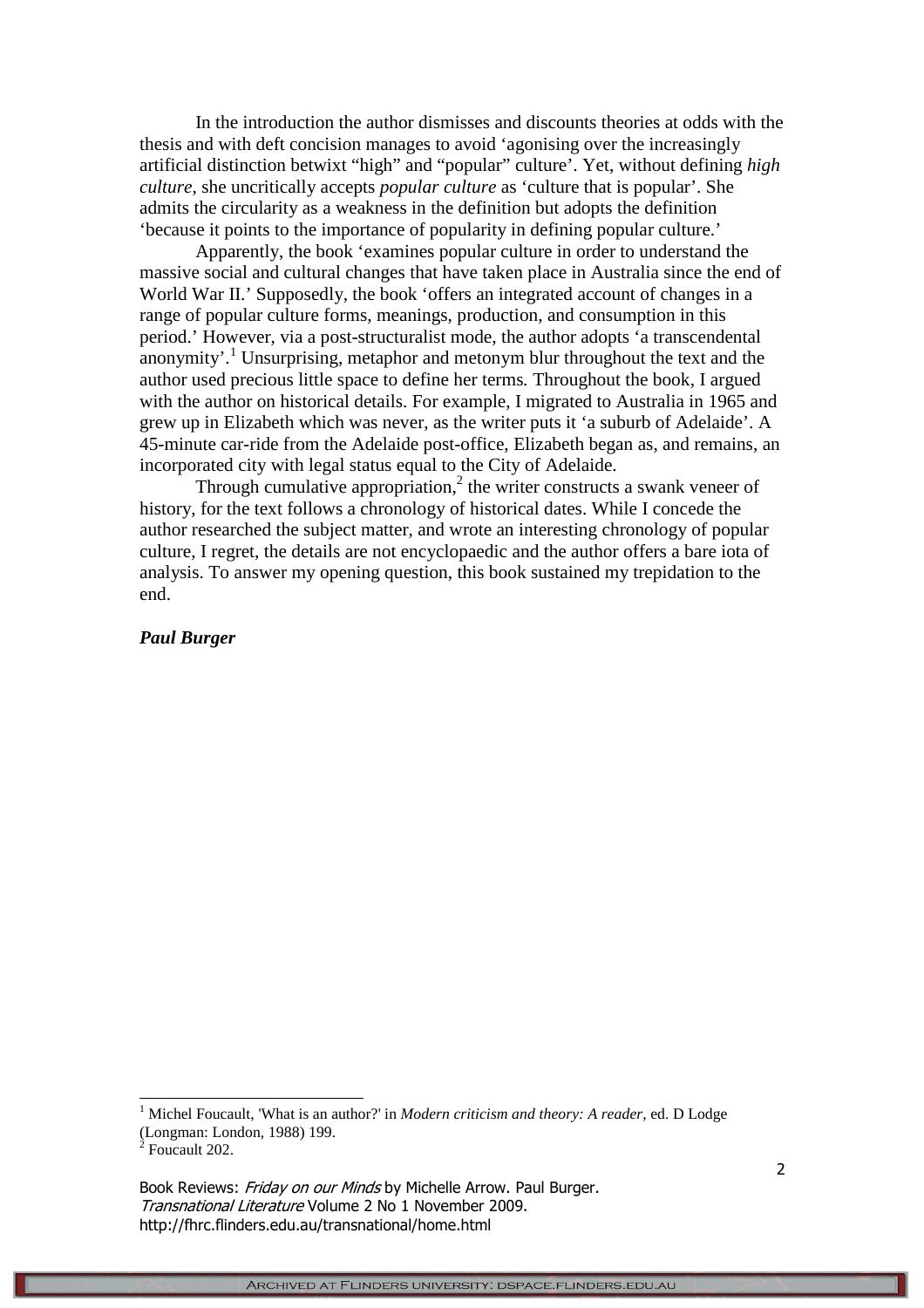In the introduction the author dismisses and discounts theories at odds with the thesis and with deft concision manages to avoid 'agonising over the increasingly artificial distinction betwixt "high" and "popular" culture'. Yet, without defining *high culture*, she uncritically accepts *popular culture* as 'culture that is popular'. She admits the circularity as a weakness in the definition but adopts the definition 'because it points to the importance of popularity in defining popular culture.'

Apparently, the book 'examines popular culture in order to understand the massive social and cultural changes that have taken place in Australia since the end of World War II.' Supposedly, the book 'offers an integrated account of changes in a range of popular culture forms, meanings, production, and consumption in this period.' However, via a post-structuralist mode, the author adopts 'a transcendental anonymity'.[1] Unsurprising, metaphor and metonym blur throughout the text and the author used precious little space to define her terms. Throughout the book, I argued with the author on historical details. For example, I migrated to Australia in 1965 and grew up in Elizabeth which was never, as the writer puts it 'a suburb of Adelaide'. A 45-minute car-ride from the Adelaide post-office, Elizabeth began as, and remains, an incorporated city with legal status equal to the City of Adelaide.

Through cumulative appropriation,[2] the writer constructs a swank veneer of history, for the text follows a chronology of historical dates. While I concede the author researched the subject matter, and wrote an interesting chronology of popular culture, I regret, the details are not encyclopaedic and the author offers a bare iota of analysis. To answer my opening question, this book sustained my trepidation to the end.

***Paul Burger***

---

[1] Michel Foucault, 'What is an author?' in *Modern criticism and theory: A reader*, ed. D Lodge (Longman: London, 1988) 199.

[2] Foucault 202.